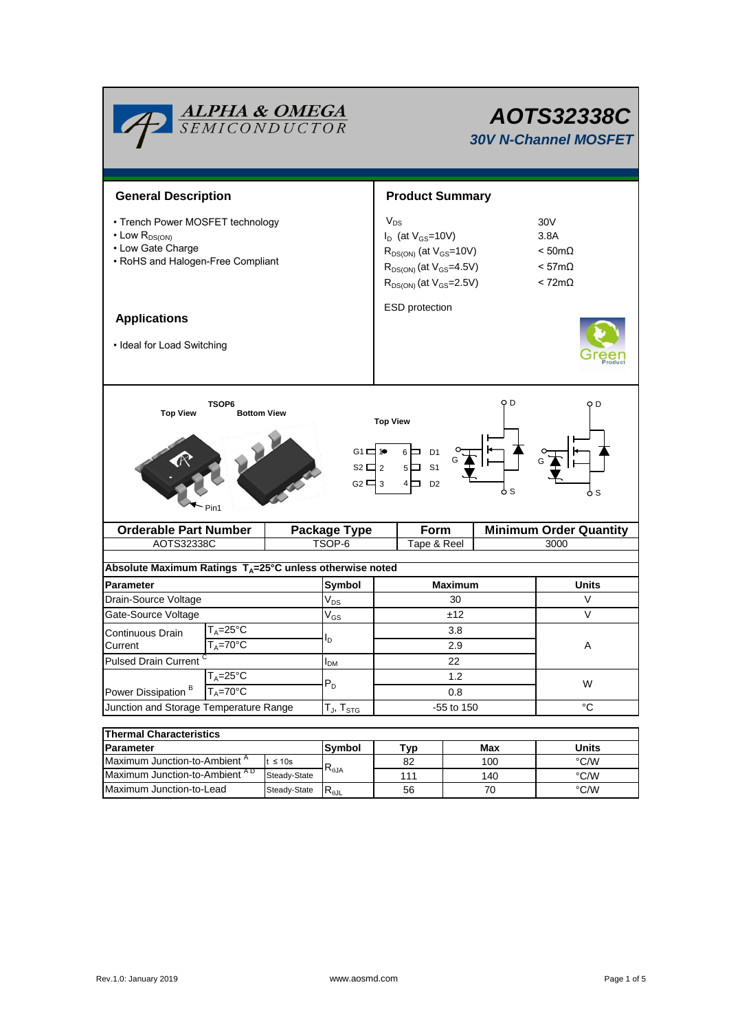# AOTS32338C

*30V N-Channel MOSFET*

## General Description

- Trench Power MOSFET technology
- Low $R_{DS(ON)}$
- Low Gate Charge
- RoHS and Halogen-Free Compliant

## Applications

- Ideal for Load Switching

## Product Summary

| | |
|---|---|
| $V_{DS}$ | 30V |
| $I_D$ (at $V_{GS}$=10V) | 3.8A |
| $R_{DS(ON)}$ (at $V_{GS}$=10V) | < 50mΩ |
| $R_{DS(ON)}$ (at $V_{GS}$=4.5V) | < 57mΩ |
| $R_{DS(ON)}$ (at $V_{GS}$=2.5V) | < 72mΩ |

ESD protection

TSOP6

Top View | Bottom View | Pin1

Top View

G1 1 | 6 D1
S2 2 | 5 S1
G2 3 | 4 D2

| Orderable Part Number | Package Type | Form | Minimum Order Quantity |
|---|---|---|---|
| AOTS32338C | TSOP-6 | Tape & Reel | 3000 |

**Absolute Maximum Ratings $T_A$=25°C unless otherwise noted**

| Parameter | | Symbol | Maximum | Units |
|---|---|---|---|---|
| Drain-Source Voltage | | $V_{DS}$ | 30 | V |
| Gate-Source Voltage | | $V_{GS}$ | ±12 | V |
| Continuous Drain Current | $T_A$=25°C | $I_D$ | 3.8 | A |
| | $T_A$=70°C | | 2.9 | |
| Pulsed Drain Current [C] | | $I_{DM}$ | 22 | |
| Power Dissipation [B] | $T_A$=25°C | $P_D$ | 1.2 | W |
| | $T_A$=70°C | | 0.8 | |
| Junction and Storage Temperature Range | | $T_J$, $T_{STG}$ | -55 to 150 | °C |

**Thermal Characteristics**

| Parameter | | Symbol | Typ | Max | Units |
|---|---|---|---|---|---|
| Maximum Junction-to-Ambient [A] | t ≤ 10s | $R_{\theta JA}$ | 82 | 100 | °C/W |
| Maximum Junction-to-Ambient [A D] | Steady-State | | 111 | 140 | °C/W |
| Maximum Junction-to-Lead | Steady-State | $R_{\theta JL}$ | 56 | 70 | °C/W |

Rev.1.0: January 2019 www.aosmd.com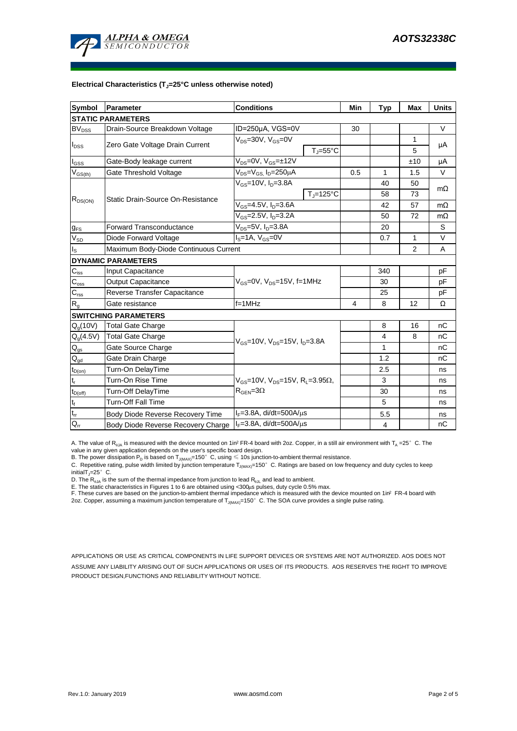**Electrical Characteristics ($T_J$=25°C unless otherwise noted)**

| Symbol | Parameter | Conditions | | Min | Typ | Max | Units |
|---|---|---|---|---|---|---|---|
| **STATIC PARAMETERS** | | | | | | | |
| $BV_{DSS}$ | Drain-Source Breakdown Voltage | ID=250µA, VGS=0V | | 30 | | | V |
| $I_{DSS}$ | Zero Gate Voltage Drain Current | $V_{DS}$=30V, $V_{GS}$=0V | | | | 1 | µA |
| | | | $T_J$=55°C | | | 5 | |
| $I_{GSS}$ | Gate-Body leakage current | $V_{DS}$=0V, $V_{GS}$=±12V | | | | ±10 | µA |
| $V_{GS(th)}$ | Gate Threshold Voltage | $V_{DS}$=$V_{GS}$, $I_D$=250µA | | 0.5 | 1 | 1.5 | V |
| $R_{DS(ON)}$ | Static Drain-Source On-Resistance | $V_{GS}$=10V, $I_D$=3.8A | | | 40 | 50 | mΩ |
| | | | $T_J$=125°C | | 58 | 73 | |
| | | $V_{GS}$=4.5V, $I_D$=3.6A | | | 42 | 57 | mΩ |
| | | $V_{GS}$=2.5V, $I_D$=3.2A | | | 50 | 72 | mΩ |
| $g_{FS}$ | Forward Transconductance | $V_{DS}$=5V, $I_D$=3.8A | | | 20 | | S |
| $V_{SD}$ | Diode Forward Voltage | $I_S$=1A, $V_{GS}$=0V | | | 0.7 | 1 | V |
| $I_S$ | Maximum Body-Diode Continuous Current | | | | | 2 | A |
| **DYNAMIC PARAMETERS** | | | | | | | |
| $C_{iss}$ | Input Capacitance | $V_{GS}$=0V, $V_{DS}$=15V, f=1MHz | | | 340 | | pF |
| $C_{oss}$ | Output Capacitance | | | | 30 | | pF |
| $C_{rss}$ | Reverse Transfer Capacitance | | | | 25 | | pF |
| $R_g$ | Gate resistance | f=1MHz | | 4 | 8 | 12 | Ω |
| **SWITCHING PARAMETERS** | | | | | | | |
| $Q_g$(10V) | Total Gate Charge | $V_{GS}$=10V, $V_{DS}$=15V, $I_D$=3.8A | | | 8 | 16 | nC |
| $Q_g$(4.5V) | Total Gate Charge | | | | 4 | 8 | nC |
| $Q_{gs}$ | Gate Source Charge | | | | 1 | | nC |
| $Q_{gd}$ | Gate Drain Charge | | | | 1.2 | | nC |
| $t_{D(on)}$ | Turn-On DelayTime | $V_{GS}$=10V, $V_{DS}$=15V, $R_L$=3.95Ω, $R_{GEN}$=3Ω | | | 2.5 | | ns |
| $t_r$ | Turn-On Rise Time | | | | 3 | | ns |
| $t_{D(off)}$ | Turn-Off DelayTime | | | | 30 | | ns |
| $t_f$ | Turn-Off Fall Time | | | | 5 | | ns |
| $t_{rr}$ | Body Diode Reverse Recovery Time | $I_F$=3.8A, di/dt=500A/µs | | | 5.5 | | ns |
| $Q_{rr}$ | Body Diode Reverse Recovery Charge | $I_F$=3.8A, di/dt=500A/µs | | | 4 | | nC |

A. The value of $R_{\theta JA}$ is measured with the device mounted on 1in² FR-4 board with 2oz. Copper, in a still air environment with $T_A$ =25° C. The value in any given application depends on the user's specific board design.
B. The power dissipation $P_D$ is based on $T_{J(MAX)}$=150° C, using ≤ 10s junction-to-ambient thermal resistance.
C. Repetitive rating, pulse width limited by junction temperature $T_{J(MAX)}$=150° C. Ratings are based on low frequency and duty cycles to keep initial $T_J$=25° C.
D. The $R_{\theta JA}$ is the sum of the thermal impedance from junction to lead $R_{\theta JL}$ and lead to ambient.
E. The static characteristics in Figures 1 to 6 are obtained using <300µs pulses, duty cycle 0.5% max.
F. These curves are based on the junction-to-ambient thermal impedance which is measured with the device mounted on 1in² FR-4 board with 2oz. Copper, assuming a maximum junction temperature of $T_{J(MAX)}$=150° C. The SOA curve provides a single pulse rating.

APPLICATIONS OR USE AS CRITICAL COMPONENTS IN LIFE SUPPORT DEVICES OR SYSTEMS ARE NOT AUTHORIZED. AOS DOES NOT ASSUME ANY LIABILITY ARISING OUT OF SUCH APPLICATIONS OR USES OF ITS PRODUCTS. AOS RESERVES THE RIGHT TO IMPROVE PRODUCT DESIGN,FUNCTIONS AND RELIABILITY WITHOUT NOTICE.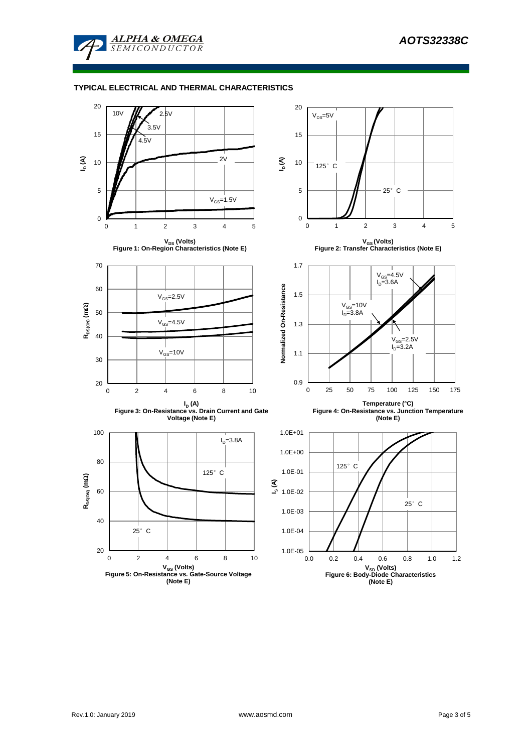## TYPICAL ELECTRICAL AND THERMAL CHARACTERISTICS

Figure 1: On-Region Characteristics (Note E)

Figure 2: Transfer Characteristics (Note E)

Figure 3: On-Resistance vs. Drain Current and Gate Voltage (Note E)

Figure 4: On-Resistance vs. Junction Temperature (Note E)

Figure 5: On-Resistance vs. Gate-Source Voltage (Note E)

Figure 6: Body-Diode Characteristics (Note E)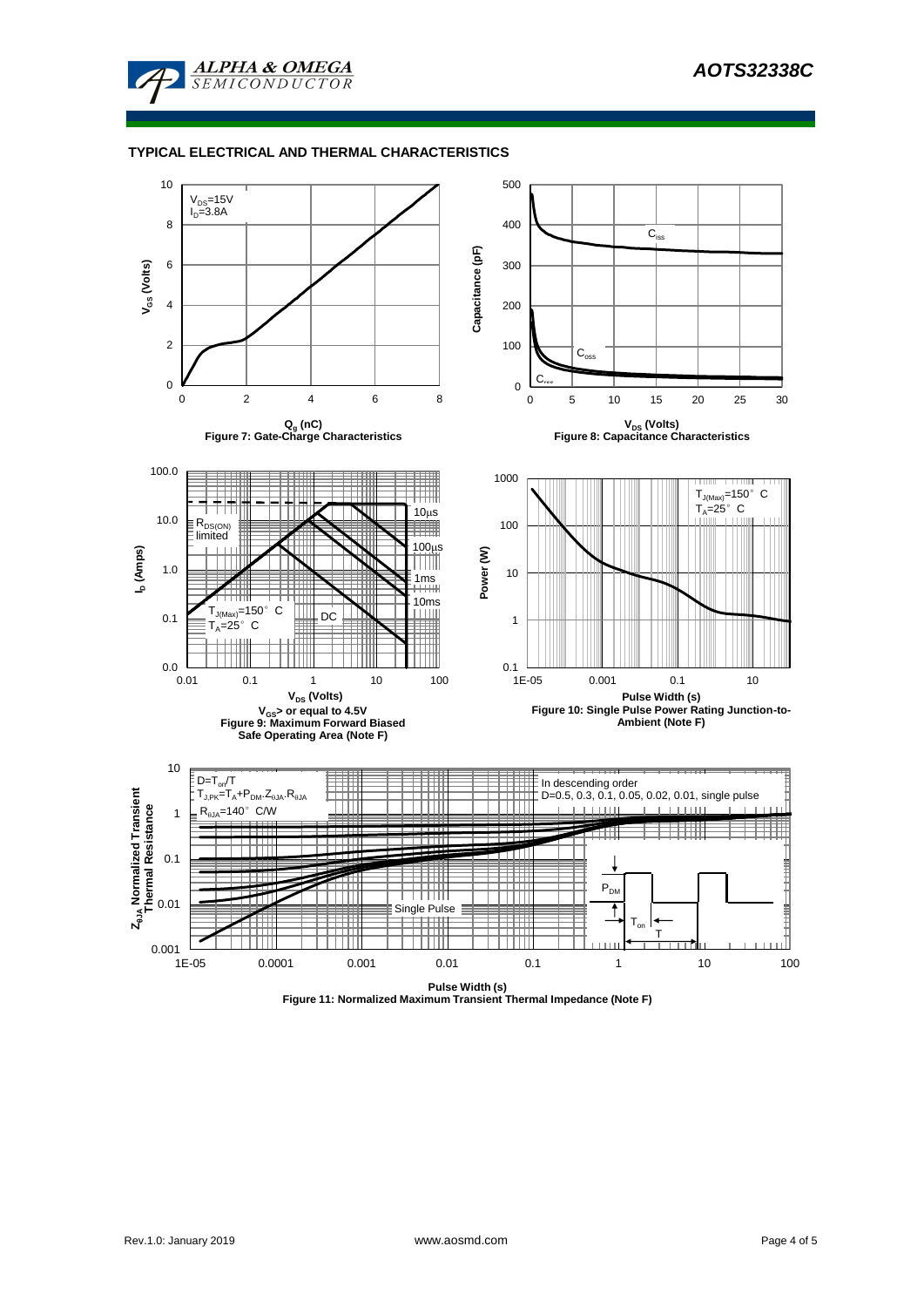## TYPICAL ELECTRICAL AND THERMAL CHARACTERISTICS

$V_{DS}$=15V
$I_D$=3.8A

$V_{GS}$ (Volts)

$Q_g$ (nC)

Figure 7: Gate-Charge Characteristics

$C_{iss}$

$C_{oss}$

$C_{rss}$

Capacitance (pF)

$V_{DS}$ (Volts)

Figure 8: Capacitance Characteristics

$R_{DS(ON)}$ limited

10µs

100µs

1ms

10ms

DC

$T_{J(Max)}$=150° C
$T_A$=25° C

$I_D$ (Amps)

$V_{DS}$ (Volts)

$V_{GS}$> or equal to 4.5V

Figure 9: Maximum Forward Biased Safe Operating Area (Note F)

$T_{J(Max)}$=150° C
$T_A$=25° C

Power (W)

Pulse Width (s)

Figure 10: Single Pulse Power Rating Junction-to-Ambient (Note F)

$D=T_{on}/T$
$T_{J,PK}=T_A+P_{DM}.Z_{\theta JA}.R_{\theta JA}$
$R_{\theta JA}$=140° C/W

In descending order
D=0.5, 0.3, 0.1, 0.05, 0.02, 0.01, single pulse

Single Pulse

$P_{DM}$

$T_{on}$

T

$Z_{\theta JA}$ Normalized Transient Thermal Resistance

Pulse Width (s)

Figure 11: Normalized Maximum Transient Thermal Impedance (Note F)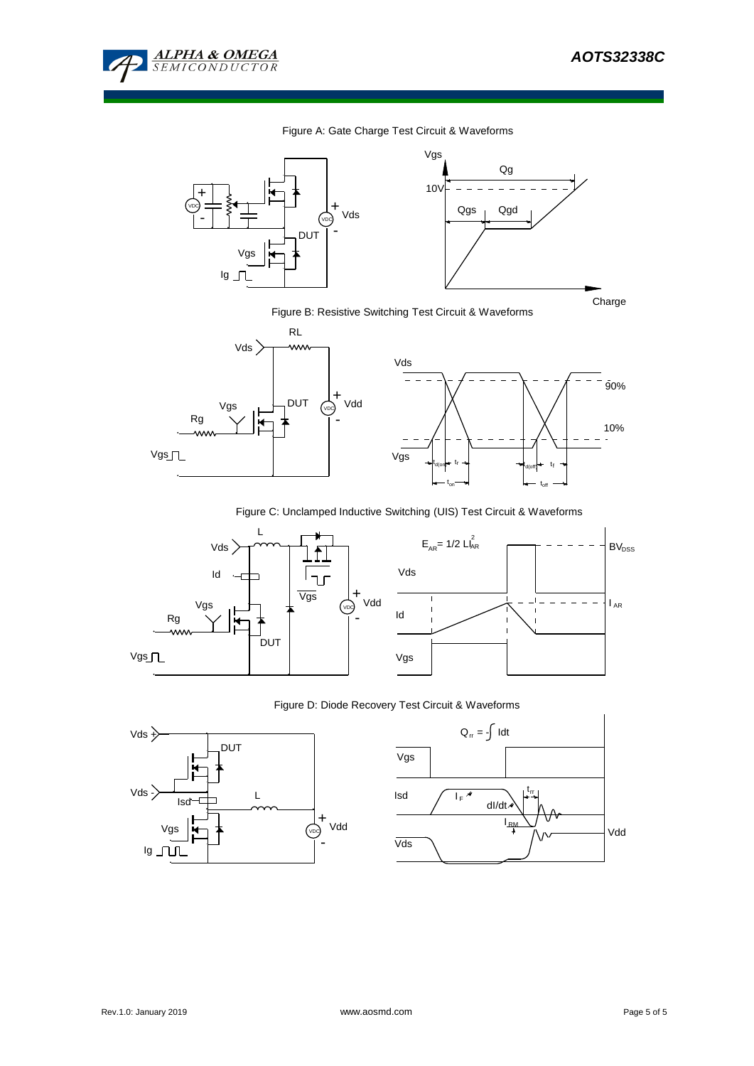Figure A: Gate Charge Test Circuit & Waveforms

Vgs

Qg

10V

Qgs

Qgd

VDC

Vds

DUT

Vgs

Ig

Charge

Figure B: Resistive Switching Test Circuit & Waveforms

RL

Vds

Vds

90%

Vgs

DUT

Vdd

Rg

10%

Vgs

Vgs

$t_{d(on)}$ $t_r$ $t_{d(off)}$ $t_f$

$t_{on}$ $t_{off}$

Figure C: Unclamped Inductive Switching (UIS) Test Circuit & Waveforms

L

$E_{AR} = 1/2\ LI_{AR}^2$

$BV_{DSS}$

Vds

Vds

Id

Vgs

Vdd

Vgs

Id

$I_{AR}$

Rg

DUT

Vgs

Vgs

Figure D: Diode Recovery Test Circuit & Waveforms

$Q_{rr} = -\int Idt$

Vds +

DUT

Vgs

Vds -

L

Isd

Isd

$I_F$

dI/dt

$t_{rr}$

$I_{RM}$

Vgs

Vdd

Vdd

Vds

Ig